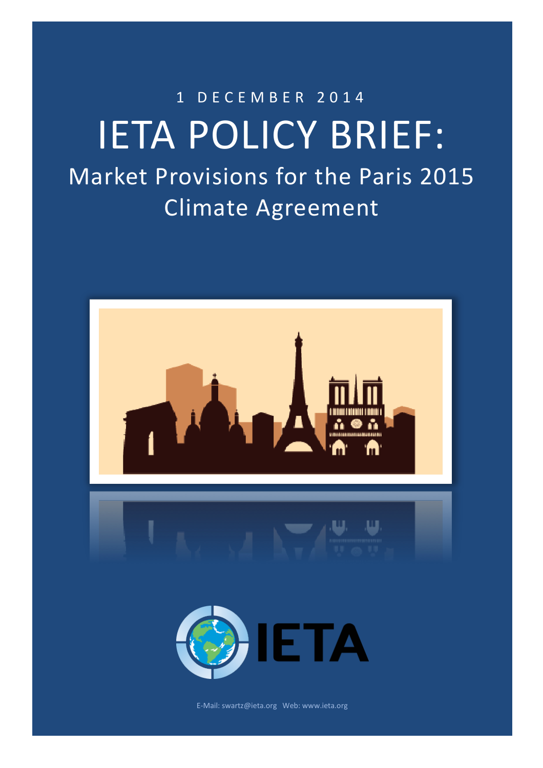1 DECEMBER 2014

# IETA POLICY BRIEF:

## Market Provisions for the Paris 2015 Climate Agreement

IETA

E-Mail: swartz@ieta.org Web: www.ieta.org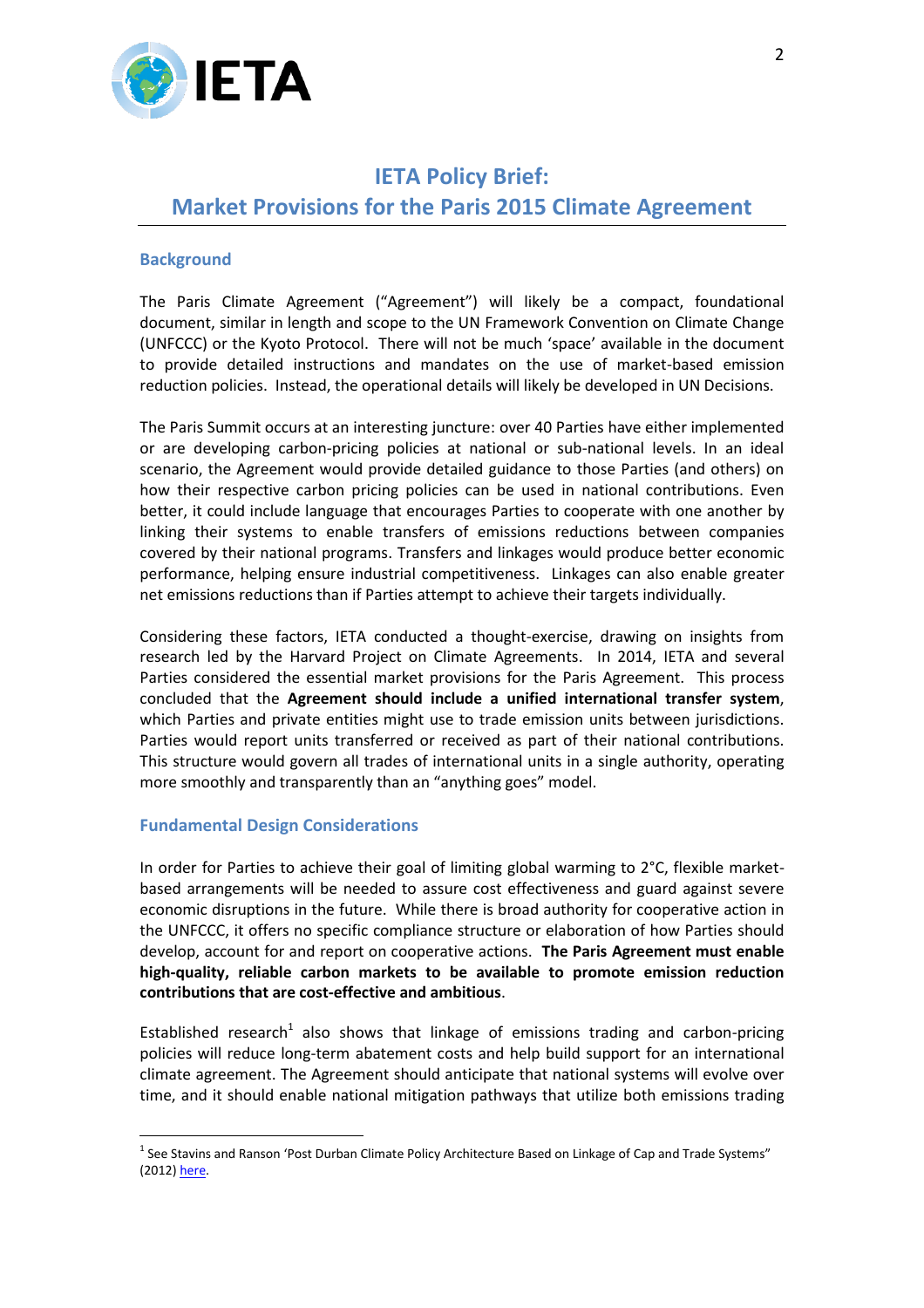# IETA Policy Brief:
# Market Provisions for the Paris 2015 Climate Agreement

## Background

The Paris Climate Agreement ("Agreement") will likely be a compact, foundational document, similar in length and scope to the UN Framework Convention on Climate Change (UNFCCC) or the Kyoto Protocol. There will not be much 'space' available in the document to provide detailed instructions and mandates on the use of market-based emission reduction policies. Instead, the operational details will likely be developed in UN Decisions.

The Paris Summit occurs at an interesting juncture: over 40 Parties have either implemented or are developing carbon-pricing policies at national or sub-national levels. In an ideal scenario, the Agreement would provide detailed guidance to those Parties (and others) on how their respective carbon pricing policies can be used in national contributions. Even better, it could include language that encourages Parties to cooperate with one another by linking their systems to enable transfers of emissions reductions between companies covered by their national programs. Transfers and linkages would produce better economic performance, helping ensure industrial competitiveness. Linkages can also enable greater net emissions reductions than if Parties attempt to achieve their targets individually.

Considering these factors, IETA conducted a thought-exercise, drawing on insights from research led by the Harvard Project on Climate Agreements. In 2014, IETA and several Parties considered the essential market provisions for the Paris Agreement. This process concluded that the **Agreement should include a unified international transfer system**, which Parties and private entities might use to trade emission units between jurisdictions. Parties would report units transferred or received as part of their national contributions. This structure would govern all trades of international units in a single authority, operating more smoothly and transparently than an "anything goes" model.

## Fundamental Design Considerations

In order for Parties to achieve their goal of limiting global warming to 2°C, flexible market-based arrangements will be needed to assure cost effectiveness and guard against severe economic disruptions in the future. While there is broad authority for cooperative action in the UNFCCC, it offers no specific compliance structure or elaboration of how Parties should develop, account for and report on cooperative actions. **The Paris Agreement must enable high-quality, reliable carbon markets to be available to promote emission reduction contributions that are cost-effective and ambitious**.

Established research[1] also shows that linkage of emissions trading and carbon-pricing policies will reduce long-term abatement costs and help build support for an international climate agreement. The Agreement should anticipate that national systems will evolve over time, and it should enable national mitigation pathways that utilize both emissions trading

---

[1] See Stavins and Ranson 'Post Durban Climate Policy Architecture Based on Linkage of Cap and Trade Systems" (2012) here.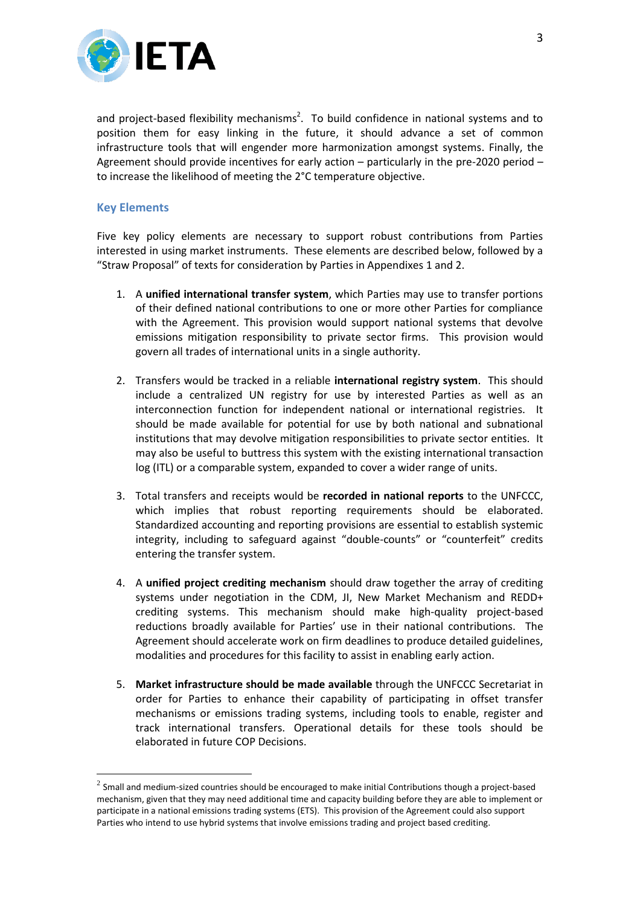and project-based flexibility mechanisms[2]. To build confidence in national systems and to position them for easy linking in the future, it should advance a set of common infrastructure tools that will engender more harmonization amongst systems. Finally, the Agreement should provide incentives for early action – particularly in the pre-2020 period – to increase the likelihood of meeting the 2°C temperature objective.

## Key Elements

Five key policy elements are necessary to support robust contributions from Parties interested in using market instruments. These elements are described below, followed by a "Straw Proposal" of texts for consideration by Parties in Appendixes 1 and 2.

1. A **unified international transfer system**, which Parties may use to transfer portions of their defined national contributions to one or more other Parties for compliance with the Agreement. This provision would support national systems that devolve emissions mitigation responsibility to private sector firms. This provision would govern all trades of international units in a single authority.

2. Transfers would be tracked in a reliable **international registry system**. This should include a centralized UN registry for use by interested Parties as well as an interconnection function for independent national or international registries. It should be made available for potential for use by both national and subnational institutions that may devolve mitigation responsibilities to private sector entities. It may also be useful to buttress this system with the existing international transaction log (ITL) or a comparable system, expanded to cover a wider range of units.

3. Total transfers and receipts would be **recorded in national reports** to the UNFCCC, which implies that robust reporting requirements should be elaborated. Standardized accounting and reporting provisions are essential to establish systemic integrity, including to safeguard against "double-counts" or "counterfeit" credits entering the transfer system.

4. A **unified project crediting mechanism** should draw together the array of crediting systems under negotiation in the CDM, JI, New Market Mechanism and REDD+ crediting systems. This mechanism should make high-quality project-based reductions broadly available for Parties' use in their national contributions. The Agreement should accelerate work on firm deadlines to produce detailed guidelines, modalities and procedures for this facility to assist in enabling early action.

5. **Market infrastructure should be made available** through the UNFCCC Secretariat in order for Parties to enhance their capability of participating in offset transfer mechanisms or emissions trading systems, including tools to enable, register and track international transfers. Operational details for these tools should be elaborated in future COP Decisions.

---

[2] Small and medium-sized countries should be encouraged to make initial Contributions though a project-based mechanism, given that they may need additional time and capacity building before they are able to implement or participate in a national emissions trading systems (ETS). This provision of the Agreement could also support Parties who intend to use hybrid systems that involve emissions trading and project based crediting.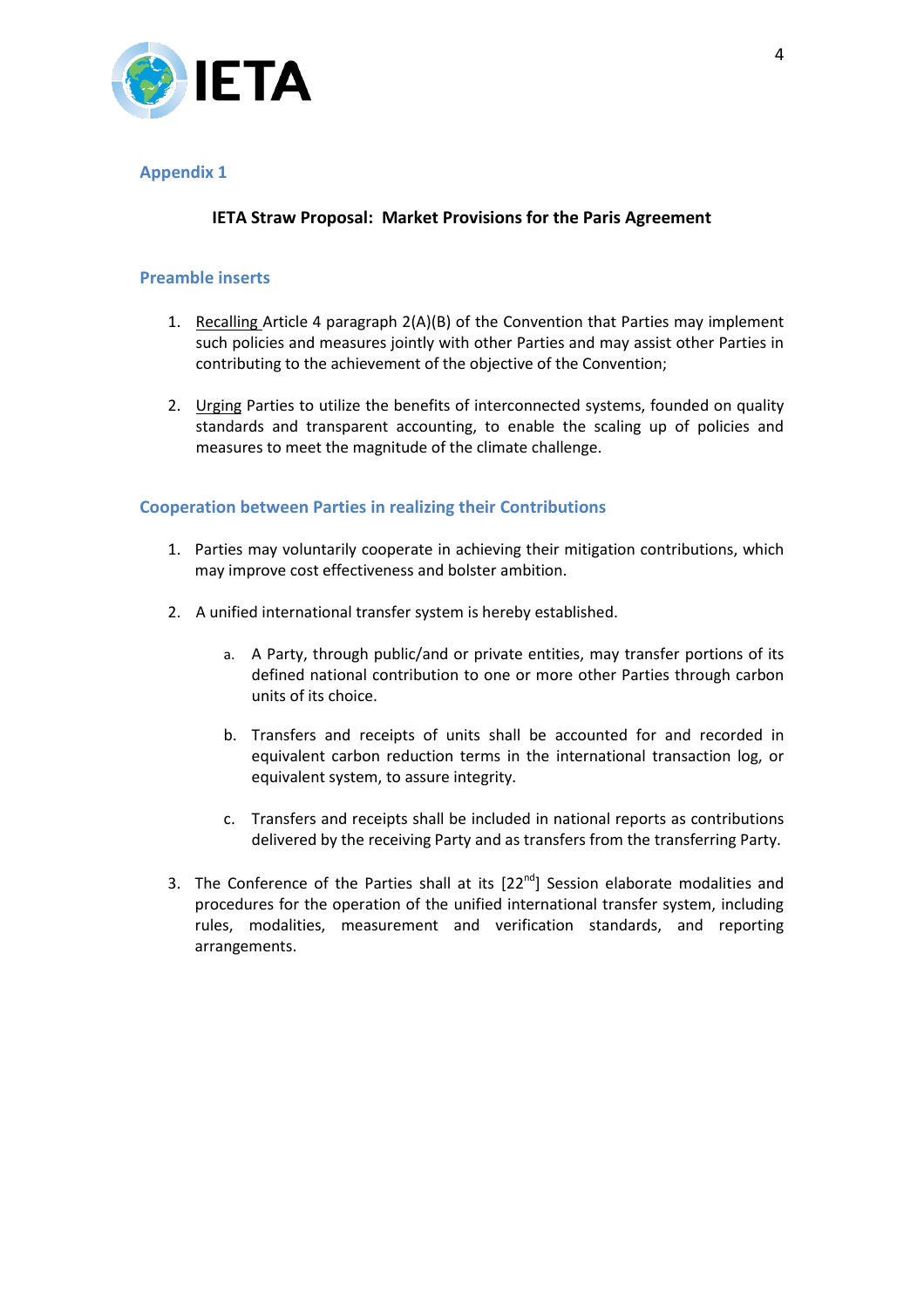## Appendix 1

**IETA Straw Proposal: Market Provisions for the Paris Agreement**

### Preamble inserts

1. <u>Recalling</u> Article 4 paragraph 2(A)(B) of the Convention that Parties may implement such policies and measures jointly with other Parties and may assist other Parties in contributing to the achievement of the objective of the Convention;

2. <u>Urging</u> Parties to utilize the benefits of interconnected systems, founded on quality standards and transparent accounting, to enable the scaling up of policies and measures to meet the magnitude of the climate challenge.

### Cooperation between Parties in realizing their Contributions

1. Parties may voluntarily cooperate in achieving their mitigation contributions, which may improve cost effectiveness and bolster ambition.

2. A unified international transfer system is hereby established.

   a. A Party, through public/and or private entities, may transfer portions of its defined national contribution to one or more other Parties through carbon units of its choice.

   b. Transfers and receipts of units shall be accounted for and recorded in equivalent carbon reduction terms in the international transaction log, or equivalent system, to assure integrity.

   c. Transfers and receipts shall be included in national reports as contributions delivered by the receiving Party and as transfers from the transferring Party.

3. The Conference of the Parties shall at its [22nd] Session elaborate modalities and procedures for the operation of the unified international transfer system, including rules, modalities, measurement and verification standards, and reporting arrangements.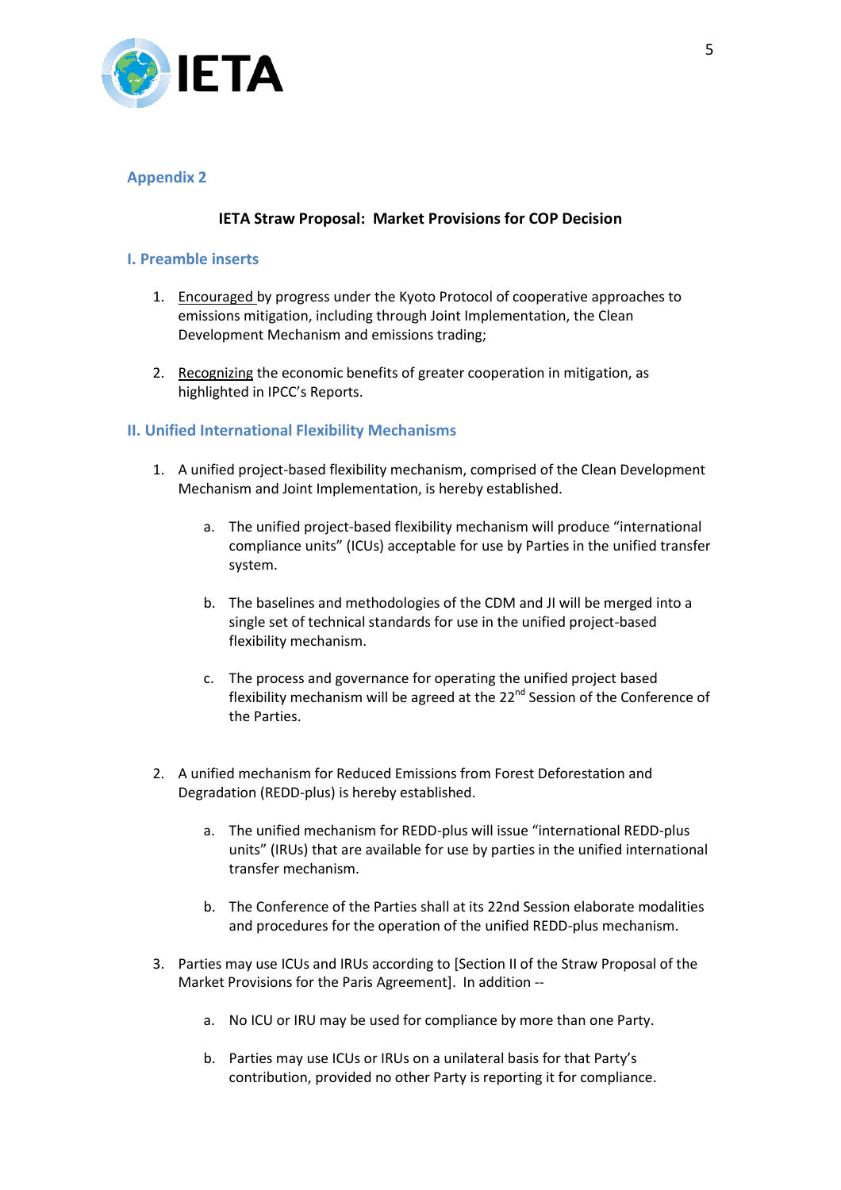## Appendix 2

### IETA Straw Proposal: Market Provisions for COP Decision

## I. Preamble inserts

1. Encouraged by progress under the Kyoto Protocol of cooperative approaches to emissions mitigation, including through Joint Implementation, the Clean Development Mechanism and emissions trading;

2. Recognizing the economic benefits of greater cooperation in mitigation, as highlighted in IPCC's Reports.

## II. Unified International Flexibility Mechanisms

1. A unified project-based flexibility mechanism, comprised of the Clean Development Mechanism and Joint Implementation, is hereby established.

   a. The unified project-based flexibility mechanism will produce "international compliance units" (ICUs) acceptable for use by Parties in the unified transfer system.

   b. The baselines and methodologies of the CDM and JI will be merged into a single set of technical standards for use in the unified project-based flexibility mechanism.

   c. The process and governance for operating the unified project based flexibility mechanism will be agreed at the 22nd Session of the Conference of the Parties.

2. A unified mechanism for Reduced Emissions from Forest Deforestation and Degradation (REDD-plus) is hereby established.

   a. The unified mechanism for REDD-plus will issue "international REDD-plus units" (IRUs) that are available for use by parties in the unified international transfer mechanism.

   b. The Conference of the Parties shall at its 22nd Session elaborate modalities and procedures for the operation of the unified REDD-plus mechanism.

3. Parties may use ICUs and IRUs according to [Section II of the Straw Proposal of the Market Provisions for the Paris Agreement]. In addition --

   a. No ICU or IRU may be used for compliance by more than one Party.

   b. Parties may use ICUs or IRUs on a unilateral basis for that Party's contribution, provided no other Party is reporting it for compliance.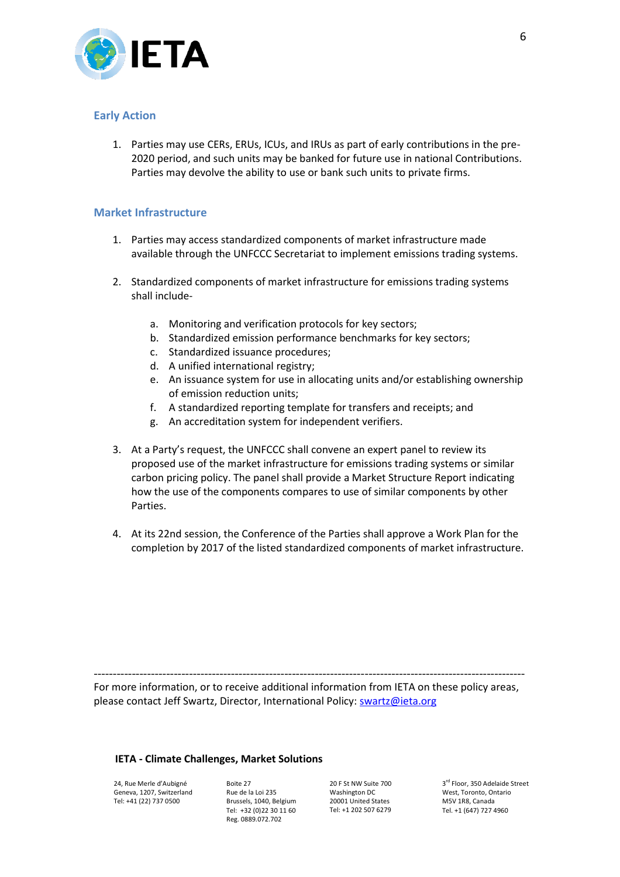## Early Action

1. Parties may use CERs, ERUs, ICUs, and IRUs as part of early contributions in the pre-2020 period, and such units may be banked for future use in national Contributions. Parties may devolve the ability to use or bank such units to private firms.

## Market Infrastructure

1. Parties may access standardized components of market infrastructure made available through the UNFCCC Secretariat to implement emissions trading systems.

2. Standardized components of market infrastructure for emissions trading systems shall include-

   a. Monitoring and verification protocols for key sectors;
   b. Standardized emission performance benchmarks for key sectors;
   c. Standardized issuance procedures;
   d. A unified international registry;
   e. An issuance system for use in allocating units and/or establishing ownership of emission reduction units;
   f. A standardized reporting template for transfers and receipts; and
   g. An accreditation system for independent verifiers.

3. At a Party's request, the UNFCCC shall convene an expert panel to review its proposed use of the market infrastructure for emissions trading systems or similar carbon pricing policy. The panel shall provide a Market Structure Report indicating how the use of the components compares to use of similar components by other Parties.

4. At its 22nd session, the Conference of the Parties shall approve a Work Plan for the completion by 2017 of the listed standardized components of market infrastructure.

---

For more information, or to receive additional information from IETA on these policy areas, please contact Jeff Swartz, Director, International Policy: swartz@ieta.org

**IETA - Climate Challenges, Market Solutions**

24, Rue Merle d'Aubigné
Geneva, 1207, Switzerland
Tel: +41 (22) 737 0500

Boite 27
Rue de la Loi 235
Brussels, 1040, Belgium
Tel: +32 (0)22 30 11 60
Reg. 0889.072.702

20 F St NW Suite 700
Washington DC
20001 United States
Tel: +1 202 507 6279

3rd Floor, 350 Adelaide Street
West, Toronto, Ontario
M5V 1R8, Canada
Tel. +1 (647) 727 4960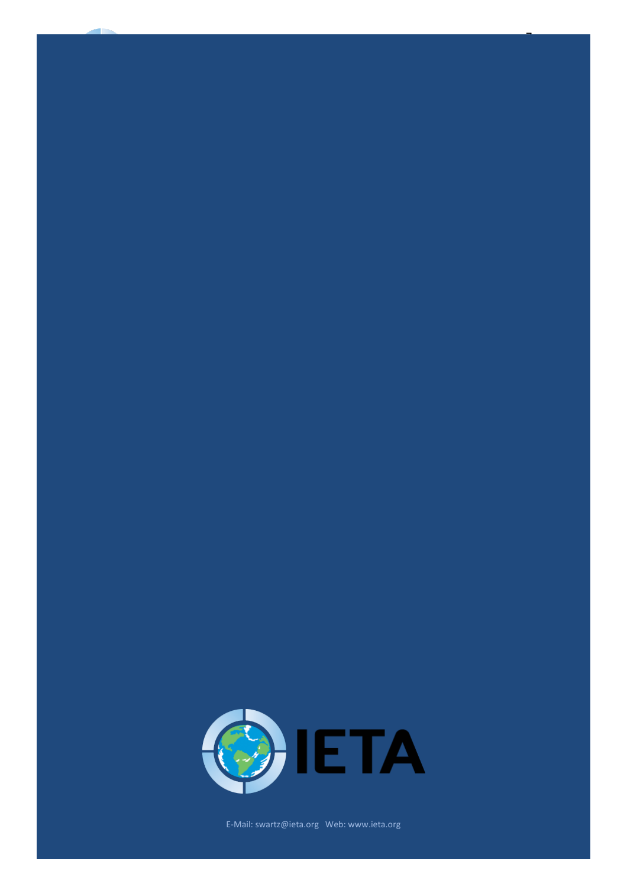IETA

E-Mail: swartz@ieta.org Web: www.ieta.org